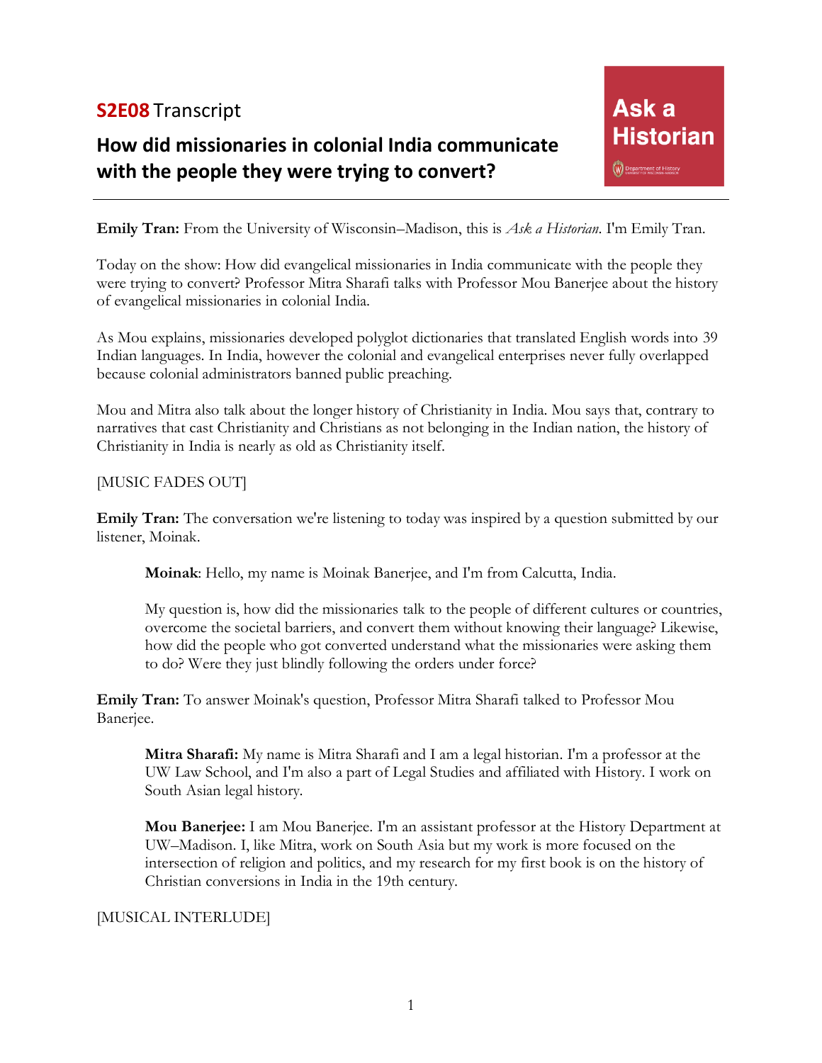**S2E08** Transcript

## How did missionaries in colonial India communicate with the people they were trying to convert?

Ask a Historian

**Emily Tran:** From the University of Wisconsin–Madison, this is *Ask a Historian*. I'm Emily Tran.

Today on the show: How did evangelical missionaries in India communicate with the people they were trying to convert? Professor Mitra Sharafi talks with Professor Mou Banerjee about the history of evangelical missionaries in colonial India.

As Mou explains, missionaries developed polyglot dictionaries that translated English words into 39 Indian languages. In India, however the colonial and evangelical enterprises never fully overlapped because colonial administrators banned public preaching.

Mou and Mitra also talk about the longer history of Christianity in India. Mou says that, contrary to narratives that cast Christianity and Christians as not belonging in the Indian nation, the history of Christianity in India is nearly as old as Christianity itself.

[MUSIC FADES OUT]

**Emily Tran:** The conversation we're listening to today was inspired by a question submitted by our listener, Moinak.

> **Moinak**: Hello, my name is Moinak Banerjee, and I'm from Calcutta, India.
>
> My question is, how did the missionaries talk to the people of different cultures or countries, overcome the societal barriers, and convert them without knowing their language? Likewise, how did the people who got converted understand what the missionaries were asking them to do? Were they just blindly following the orders under force?

**Emily Tran:** To answer Moinak's question, Professor Mitra Sharafi talked to Professor Mou Banerjee.

> **Mitra Sharafi:** My name is Mitra Sharafi and I am a legal historian. I'm a professor at the UW Law School, and I'm also a part of Legal Studies and affiliated with History. I work on South Asian legal history.
>
> **Mou Banerjee:** I am Mou Banerjee. I'm an assistant professor at the History Department at UW–Madison. I, like Mitra, work on South Asia but my work is more focused on the intersection of religion and politics, and my research for my first book is on the history of Christian conversions in India in the 19th century.

[MUSICAL INTERLUDE]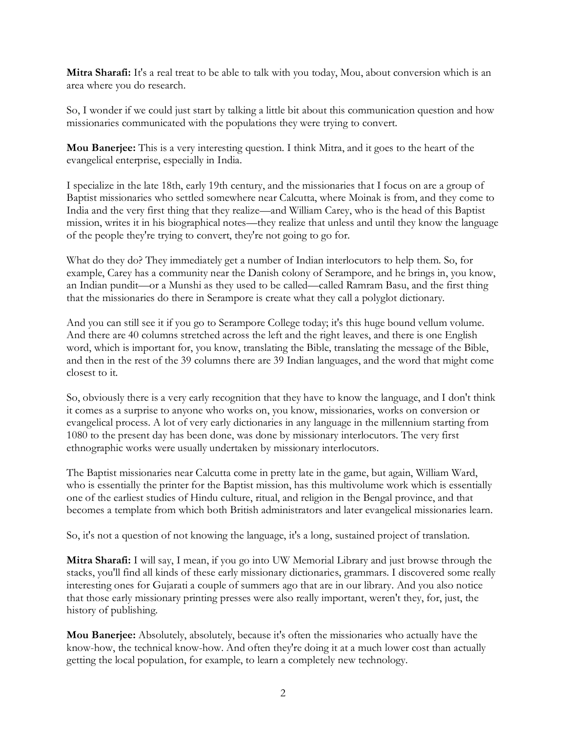**Mitra Sharafi:** It's a real treat to be able to talk with you today, Mou, about conversion which is an area where you do research.

So, I wonder if we could just start by talking a little bit about this communication question and how missionaries communicated with the populations they were trying to convert.

**Mou Banerjee:** This is a very interesting question. I think Mitra, and it goes to the heart of the evangelical enterprise, especially in India.

I specialize in the late 18th, early 19th century, and the missionaries that I focus on are a group of Baptist missionaries who settled somewhere near Calcutta, where Moinak is from, and they come to India and the very first thing that they realize—and William Carey, who is the head of this Baptist mission, writes it in his biographical notes—they realize that unless and until they know the language of the people they're trying to convert, they're not going to go for.

What do they do? They immediately get a number of Indian interlocutors to help them. So, for example, Carey has a community near the Danish colony of Serampore, and he brings in, you know, an Indian pundit—or a Munshi as they used to be called—called Ramram Basu, and the first thing that the missionaries do there in Serampore is create what they call a polyglot dictionary.

And you can still see it if you go to Serampore College today; it's this huge bound vellum volume. And there are 40 columns stretched across the left and the right leaves, and there is one English word, which is important for, you know, translating the Bible, translating the message of the Bible, and then in the rest of the 39 columns there are 39 Indian languages, and the word that might come closest to it.

So, obviously there is a very early recognition that they have to know the language, and I don't think it comes as a surprise to anyone who works on, you know, missionaries, works on conversion or evangelical process. A lot of very early dictionaries in any language in the millennium starting from 1080 to the present day has been done, was done by missionary interlocutors. The very first ethnographic works were usually undertaken by missionary interlocutors.

The Baptist missionaries near Calcutta come in pretty late in the game, but again, William Ward, who is essentially the printer for the Baptist mission, has this multivolume work which is essentially one of the earliest studies of Hindu culture, ritual, and religion in the Bengal province, and that becomes a template from which both British administrators and later evangelical missionaries learn.

So, it's not a question of not knowing the language, it's a long, sustained project of translation.

**Mitra Sharafi:** I will say, I mean, if you go into UW Memorial Library and just browse through the stacks, you'll find all kinds of these early missionary dictionaries, grammars. I discovered some really interesting ones for Gujarati a couple of summers ago that are in our library. And you also notice that those early missionary printing presses were also really important, weren't they, for, just, the history of publishing.

**Mou Banerjee:** Absolutely, absolutely, because it's often the missionaries who actually have the know-how, the technical know-how. And often they're doing it at a much lower cost than actually getting the local population, for example, to learn a completely new technology.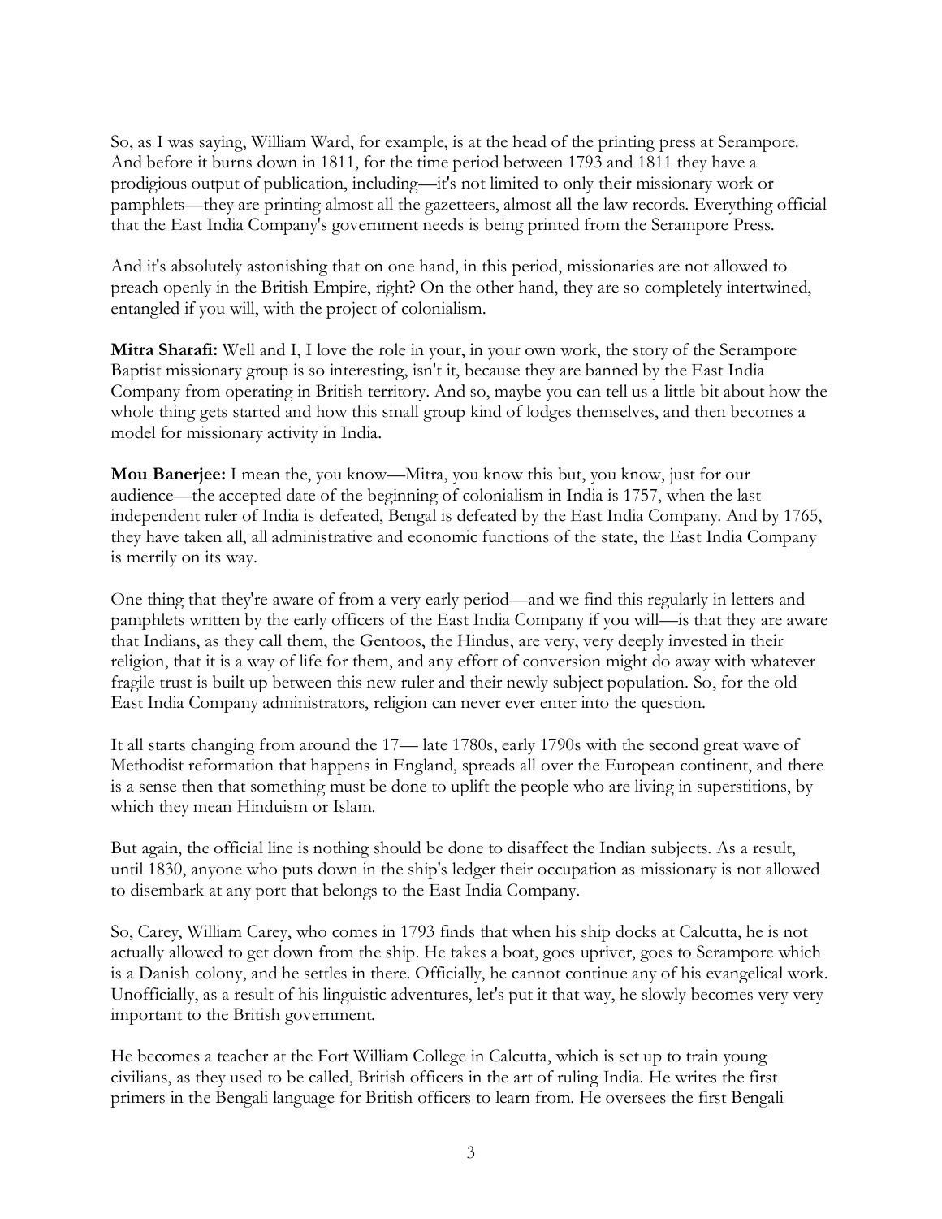So, as I was saying, William Ward, for example, is at the head of the printing press at Serampore. And before it burns down in 1811, for the time period between 1793 and 1811 they have a prodigious output of publication, including—it's not limited to only their missionary work or pamphlets—they are printing almost all the gazetteers, almost all the law records. Everything official that the East India Company's government needs is being printed from the Serampore Press.

And it's absolutely astonishing that on one hand, in this period, missionaries are not allowed to preach openly in the British Empire, right? On the other hand, they are so completely intertwined, entangled if you will, with the project of colonialism.

**Mitra Sharafi:** Well and I, I love the role in your, in your own work, the story of the Serampore Baptist missionary group is so interesting, isn't it, because they are banned by the East India Company from operating in British territory. And so, maybe you can tell us a little bit about how the whole thing gets started and how this small group kind of lodges themselves, and then becomes a model for missionary activity in India.

**Mou Banerjee:** I mean the, you know—Mitra, you know this but, you know, just for our audience—the accepted date of the beginning of colonialism in India is 1757, when the last independent ruler of India is defeated, Bengal is defeated by the East India Company. And by 1765, they have taken all, all administrative and economic functions of the state, the East India Company is merrily on its way.

One thing that they're aware of from a very early period—and we find this regularly in letters and pamphlets written by the early officers of the East India Company if you will—is that they are aware that Indians, as they call them, the Gentoos, the Hindus, are very, very deeply invested in their religion, that it is a way of life for them, and any effort of conversion might do away with whatever fragile trust is built up between this new ruler and their newly subject population. So, for the old East India Company administrators, religion can never ever enter into the question.

It all starts changing from around the 17— late 1780s, early 1790s with the second great wave of Methodist reformation that happens in England, spreads all over the European continent, and there is a sense then that something must be done to uplift the people who are living in superstitions, by which they mean Hinduism or Islam.

But again, the official line is nothing should be done to disaffect the Indian subjects. As a result, until 1830, anyone who puts down in the ship's ledger their occupation as missionary is not allowed to disembark at any port that belongs to the East India Company.

So, Carey, William Carey, who comes in 1793 finds that when his ship docks at Calcutta, he is not actually allowed to get down from the ship. He takes a boat, goes upriver, goes to Serampore which is a Danish colony, and he settles in there. Officially, he cannot continue any of his evangelical work. Unofficially, as a result of his linguistic adventures, let's put it that way, he slowly becomes very very important to the British government.

He becomes a teacher at the Fort William College in Calcutta, which is set up to train young civilians, as they used to be called, British officers in the art of ruling India. He writes the first primers in the Bengali language for British officers to learn from. He oversees the first Bengali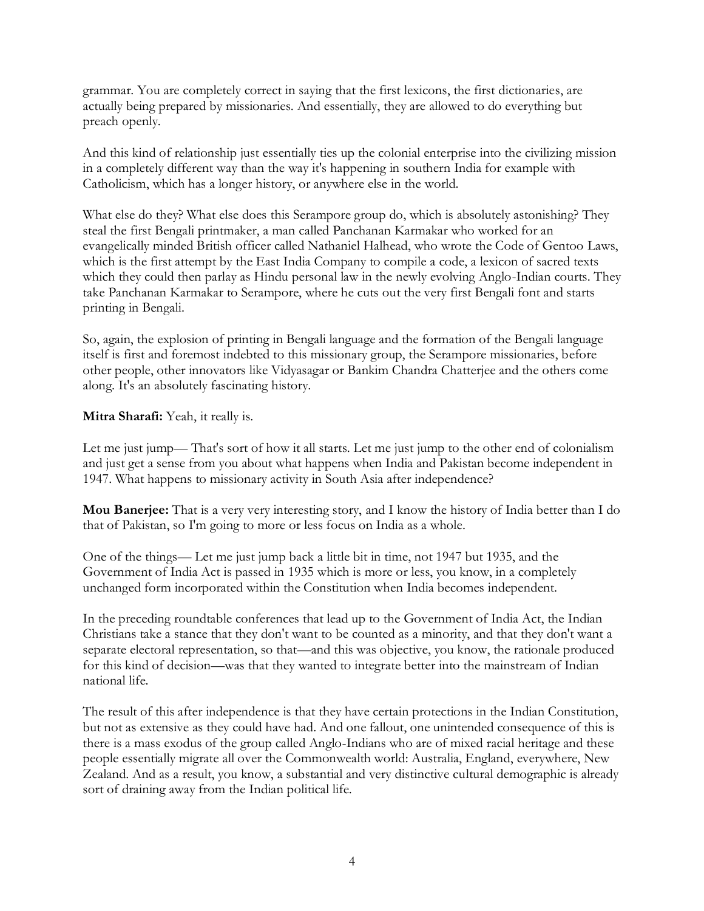grammar. You are completely correct in saying that the first lexicons, the first dictionaries, are actually being prepared by missionaries. And essentially, they are allowed to do everything but preach openly.

And this kind of relationship just essentially ties up the colonial enterprise into the civilizing mission in a completely different way than the way it's happening in southern India for example with Catholicism, which has a longer history, or anywhere else in the world.

What else do they? What else does this Serampore group do, which is absolutely astonishing? They steal the first Bengali printmaker, a man called Panchanan Karmakar who worked for an evangelically minded British officer called Nathaniel Halhead, who wrote the Code of Gentoo Laws, which is the first attempt by the East India Company to compile a code, a lexicon of sacred texts which they could then parlay as Hindu personal law in the newly evolving Anglo-Indian courts. They take Panchanan Karmakar to Serampore, where he cuts out the very first Bengali font and starts printing in Bengali.

So, again, the explosion of printing in Bengali language and the formation of the Bengali language itself is first and foremost indebted to this missionary group, the Serampore missionaries, before other people, other innovators like Vidyasagar or Bankim Chandra Chatterjee and the others come along. It's an absolutely fascinating history.

**Mitra Sharafi:** Yeah, it really is.

Let me just jump— That's sort of how it all starts. Let me just jump to the other end of colonialism and just get a sense from you about what happens when India and Pakistan become independent in 1947. What happens to missionary activity in South Asia after independence?

**Mou Banerjee:** That is a very very interesting story, and I know the history of India better than I do that of Pakistan, so I'm going to more or less focus on India as a whole.

One of the things— Let me just jump back a little bit in time, not 1947 but 1935, and the Government of India Act is passed in 1935 which is more or less, you know, in a completely unchanged form incorporated within the Constitution when India becomes independent.

In the preceding roundtable conferences that lead up to the Government of India Act, the Indian Christians take a stance that they don't want to be counted as a minority, and that they don't want a separate electoral representation, so that—and this was objective, you know, the rationale produced for this kind of decision—was that they wanted to integrate better into the mainstream of Indian national life.

The result of this after independence is that they have certain protections in the Indian Constitution, but not as extensive as they could have had. And one fallout, one unintended consequence of this is there is a mass exodus of the group called Anglo-Indians who are of mixed racial heritage and these people essentially migrate all over the Commonwealth world: Australia, England, everywhere, New Zealand. And as a result, you know, a substantial and very distinctive cultural demographic is already sort of draining away from the Indian political life.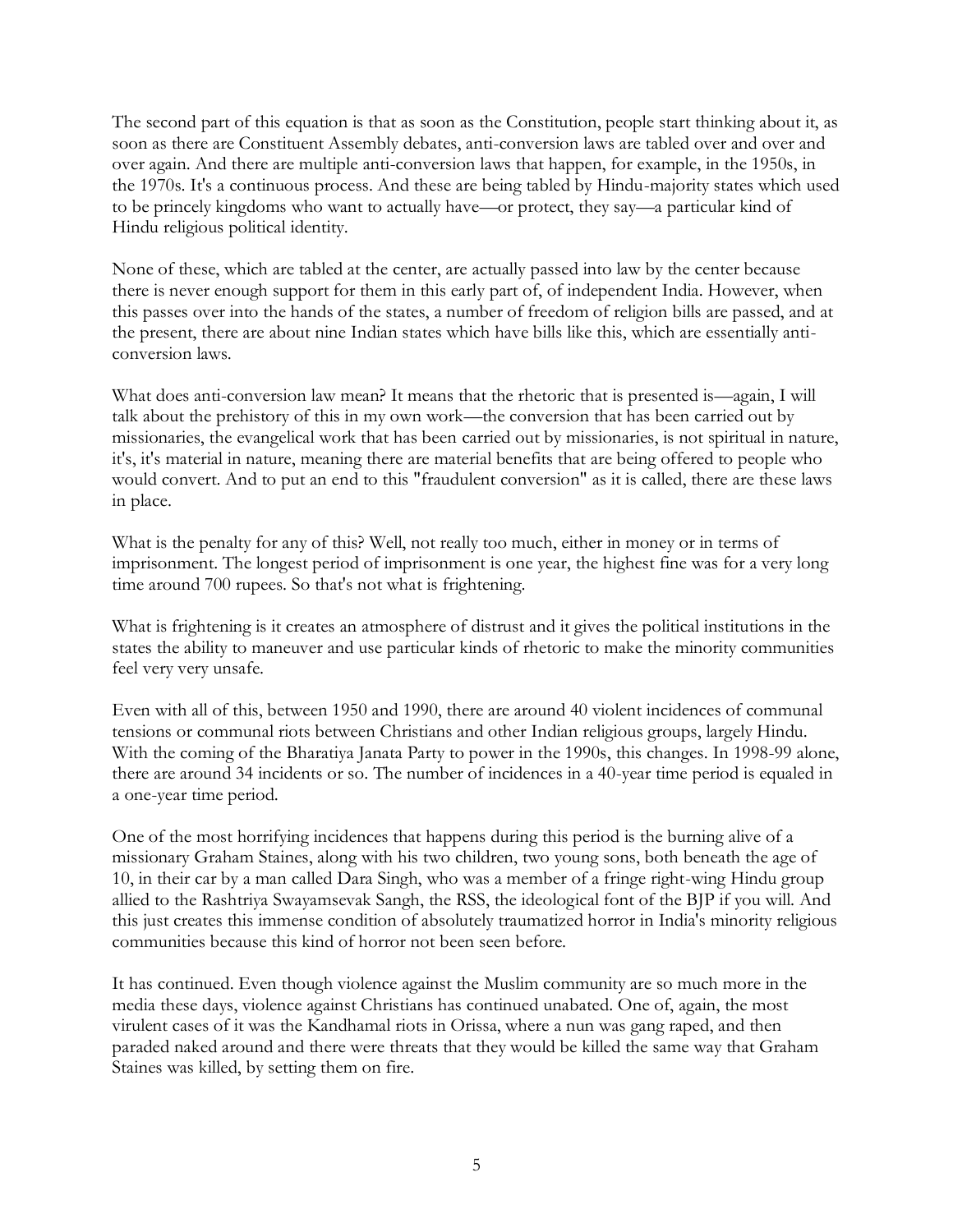The second part of this equation is that as soon as the Constitution, people start thinking about it, as soon as there are Constituent Assembly debates, anti-conversion laws are tabled over and over and over again. And there are multiple anti-conversion laws that happen, for example, in the 1950s, in the 1970s. It's a continuous process. And these are being tabled by Hindu-majority states which used to be princely kingdoms who want to actually have—or protect, they say—a particular kind of Hindu religious political identity.

None of these, which are tabled at the center, are actually passed into law by the center because there is never enough support for them in this early part of, of independent India. However, when this passes over into the hands of the states, a number of freedom of religion bills are passed, and at the present, there are about nine Indian states which have bills like this, which are essentially anti-conversion laws.

What does anti-conversion law mean? It means that the rhetoric that is presented is—again, I will talk about the prehistory of this in my own work—the conversion that has been carried out by missionaries, the evangelical work that has been carried out by missionaries, is not spiritual in nature, it's, it's material in nature, meaning there are material benefits that are being offered to people who would convert. And to put an end to this "fraudulent conversion" as it is called, there are these laws in place.

What is the penalty for any of this? Well, not really too much, either in money or in terms of imprisonment. The longest period of imprisonment is one year, the highest fine was for a very long time around 700 rupees. So that's not what is frightening.

What is frightening is it creates an atmosphere of distrust and it gives the political institutions in the states the ability to maneuver and use particular kinds of rhetoric to make the minority communities feel very very unsafe.

Even with all of this, between 1950 and 1990, there are around 40 violent incidences of communal tensions or communal riots between Christians and other Indian religious groups, largely Hindu. With the coming of the Bharatiya Janata Party to power in the 1990s, this changes. In 1998-99 alone, there are around 34 incidents or so. The number of incidences in a 40-year time period is equaled in a one-year time period.

One of the most horrifying incidences that happens during this period is the burning alive of a missionary Graham Staines, along with his two children, two young sons, both beneath the age of 10, in their car by a man called Dara Singh, who was a member of a fringe right-wing Hindu group allied to the Rashtriya Swayamsevak Sangh, the RSS, the ideological font of the BJP if you will. And this just creates this immense condition of absolutely traumatized horror in India's minority religious communities because this kind of horror not been seen before.

It has continued. Even though violence against the Muslim community are so much more in the media these days, violence against Christians has continued unabated. One of, again, the most virulent cases of it was the Kandhamal riots in Orissa, where a nun was gang raped, and then paraded naked around and there were threats that they would be killed the same way that Graham Staines was killed, by setting them on fire.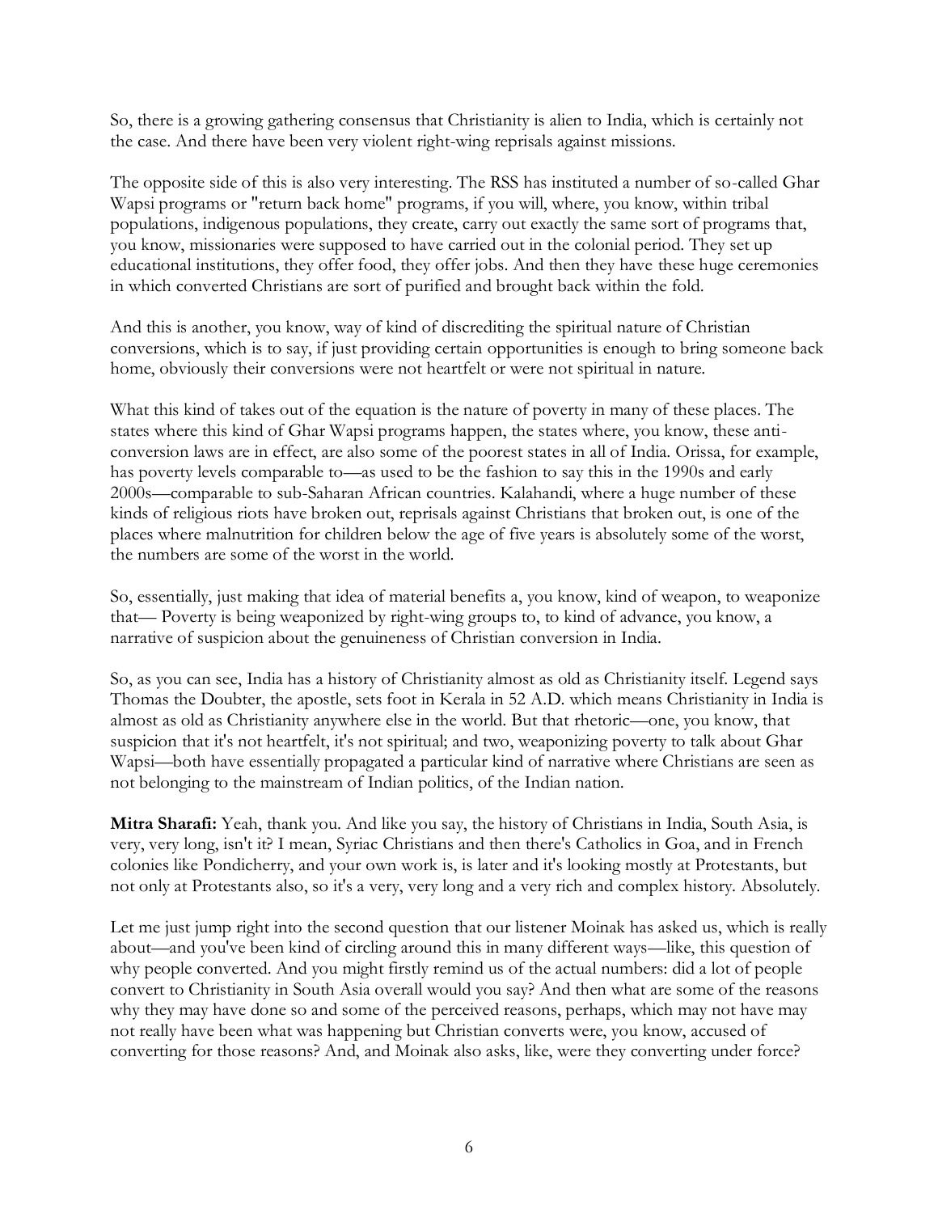So, there is a growing gathering consensus that Christianity is alien to India, which is certainly not the case. And there have been very violent right-wing reprisals against missions.

The opposite side of this is also very interesting. The RSS has instituted a number of so-called Ghar Wapsi programs or "return back home" programs, if you will, where, you know, within tribal populations, indigenous populations, they create, carry out exactly the same sort of programs that, you know, missionaries were supposed to have carried out in the colonial period. They set up educational institutions, they offer food, they offer jobs. And then they have these huge ceremonies in which converted Christians are sort of purified and brought back within the fold.

And this is another, you know, way of kind of discrediting the spiritual nature of Christian conversions, which is to say, if just providing certain opportunities is enough to bring someone back home, obviously their conversions were not heartfelt or were not spiritual in nature.

What this kind of takes out of the equation is the nature of poverty in many of these places. The states where this kind of Ghar Wapsi programs happen, the states where, you know, these anti-conversion laws are in effect, are also some of the poorest states in all of India. Orissa, for example, has poverty levels comparable to—as used to be the fashion to say this in the 1990s and early 2000s—comparable to sub-Saharan African countries. Kalahandi, where a huge number of these kinds of religious riots have broken out, reprisals against Christians that broken out, is one of the places where malnutrition for children below the age of five years is absolutely some of the worst, the numbers are some of the worst in the world.

So, essentially, just making that idea of material benefits a, you know, kind of weapon, to weaponize that— Poverty is being weaponized by right-wing groups to, to kind of advance, you know, a narrative of suspicion about the genuineness of Christian conversion in India.

So, as you can see, India has a history of Christianity almost as old as Christianity itself. Legend says Thomas the Doubter, the apostle, sets foot in Kerala in 52 A.D. which means Christianity in India is almost as old as Christianity anywhere else in the world. But that rhetoric—one, you know, that suspicion that it's not heartfelt, it's not spiritual; and two, weaponizing poverty to talk about Ghar Wapsi—both have essentially propagated a particular kind of narrative where Christians are seen as not belonging to the mainstream of Indian politics, of the Indian nation.

**Mitra Sharafi:** Yeah, thank you. And like you say, the history of Christians in India, South Asia, is very, very long, isn't it? I mean, Syriac Christians and then there's Catholics in Goa, and in French colonies like Pondicherry, and your own work is, is later and it's looking mostly at Protestants, but not only at Protestants also, so it's a very, very long and a very rich and complex history. Absolutely.

Let me just jump right into the second question that our listener Moinak has asked us, which is really about—and you've been kind of circling around this in many different ways—like, this question of why people converted. And you might firstly remind us of the actual numbers: did a lot of people convert to Christianity in South Asia overall would you say? And then what are some of the reasons why they may have done so and some of the perceived reasons, perhaps, which may not have may not really have been what was happening but Christian converts were, you know, accused of converting for those reasons? And, and Moinak also asks, like, were they converting under force?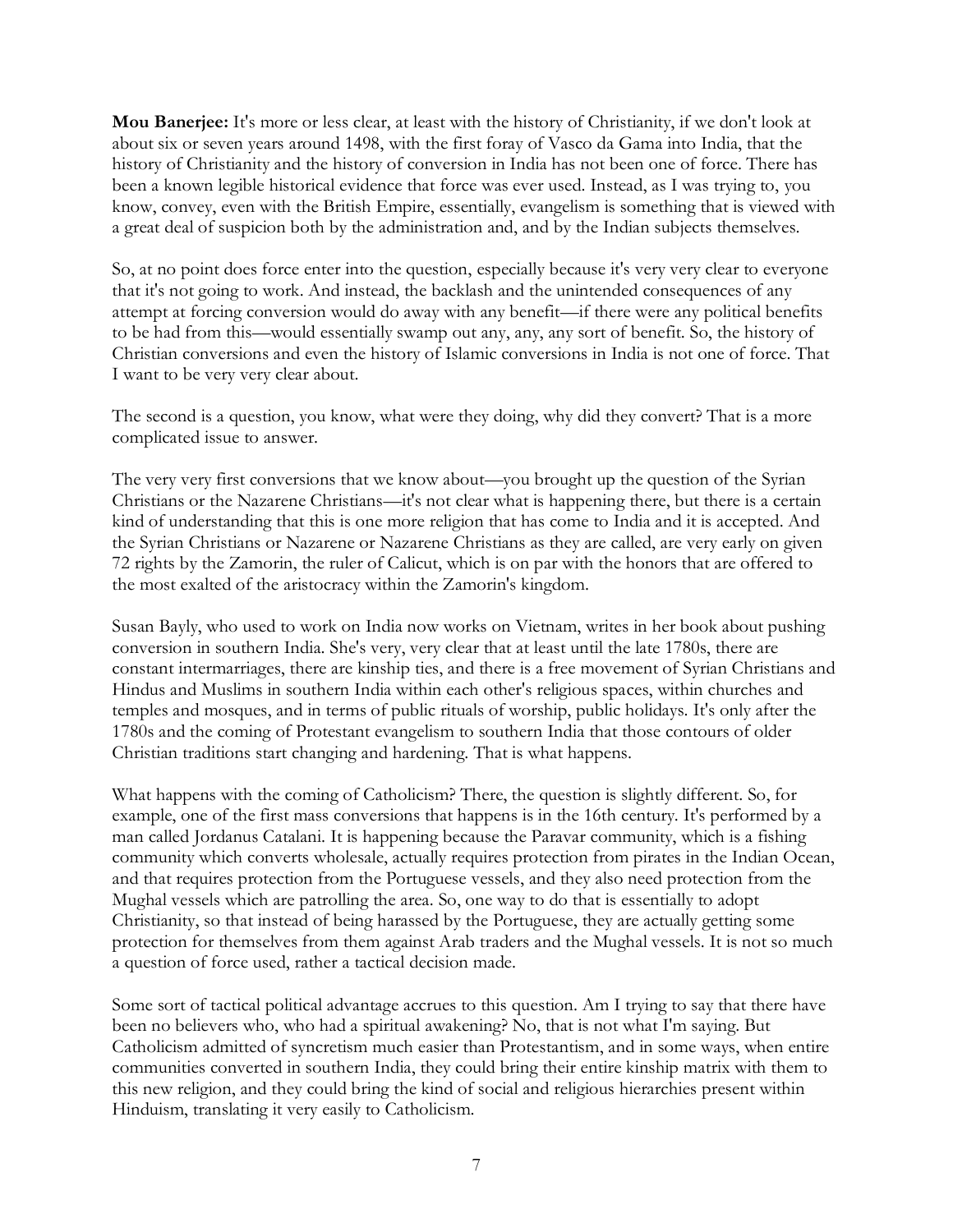**Mou Banerjee:** It's more or less clear, at least with the history of Christianity, if we don't look at about six or seven years around 1498, with the first foray of Vasco da Gama into India, that the history of Christianity and the history of conversion in India has not been one of force. There has been a known legible historical evidence that force was ever used. Instead, as I was trying to, you know, convey, even with the British Empire, essentially, evangelism is something that is viewed with a great deal of suspicion both by the administration and, and by the Indian subjects themselves.

So, at no point does force enter into the question, especially because it's very very clear to everyone that it's not going to work. And instead, the backlash and the unintended consequences of any attempt at forcing conversion would do away with any benefit—if there were any political benefits to be had from this—would essentially swamp out any, any, any sort of benefit. So, the history of Christian conversions and even the history of Islamic conversions in India is not one of force. That I want to be very very clear about.

The second is a question, you know, what were they doing, why did they convert? That is a more complicated issue to answer.

The very very first conversions that we know about—you brought up the question of the Syrian Christians or the Nazarene Christians—it's not clear what is happening there, but there is a certain kind of understanding that this is one more religion that has come to India and it is accepted. And the Syrian Christians or Nazarene or Nazarene Christians as they are called, are very early on given 72 rights by the Zamorin, the ruler of Calicut, which is on par with the honors that are offered to the most exalted of the aristocracy within the Zamorin's kingdom.

Susan Bayly, who used to work on India now works on Vietnam, writes in her book about pushing conversion in southern India. She's very, very clear that at least until the late 1780s, there are constant intermarriages, there are kinship ties, and there is a free movement of Syrian Christians and Hindus and Muslims in southern India within each other's religious spaces, within churches and temples and mosques, and in terms of public rituals of worship, public holidays. It's only after the 1780s and the coming of Protestant evangelism to southern India that those contours of older Christian traditions start changing and hardening. That is what happens.

What happens with the coming of Catholicism? There, the question is slightly different. So, for example, one of the first mass conversions that happens is in the 16th century. It's performed by a man called Jordanus Catalani. It is happening because the Paravar community, which is a fishing community which converts wholesale, actually requires protection from pirates in the Indian Ocean, and that requires protection from the Portuguese vessels, and they also need protection from the Mughal vessels which are patrolling the area. So, one way to do that is essentially to adopt Christianity, so that instead of being harassed by the Portuguese, they are actually getting some protection for themselves from them against Arab traders and the Mughal vessels. It is not so much a question of force used, rather a tactical decision made.

Some sort of tactical political advantage accrues to this question. Am I trying to say that there have been no believers who, who had a spiritual awakening? No, that is not what I'm saying. But Catholicism admitted of syncretism much easier than Protestantism, and in some ways, when entire communities converted in southern India, they could bring their entire kinship matrix with them to this new religion, and they could bring the kind of social and religious hierarchies present within Hinduism, translating it very easily to Catholicism.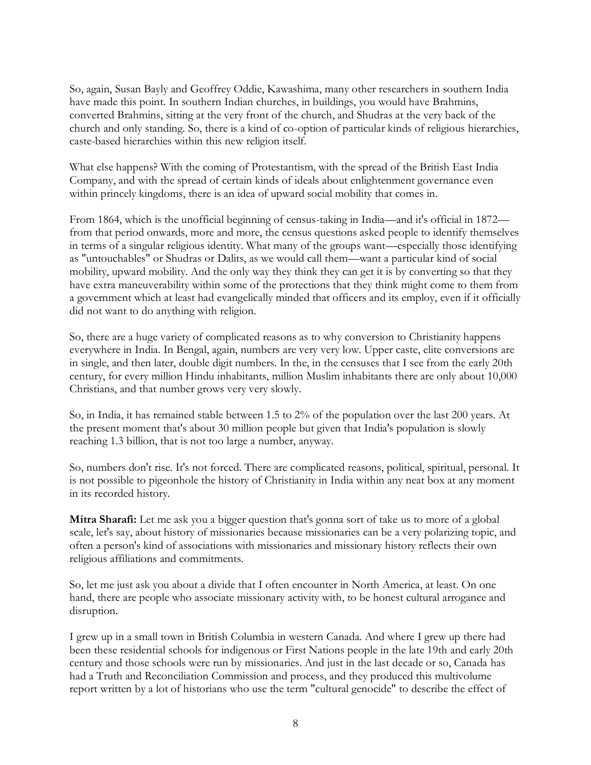So, again, Susan Bayly and Geoffrey Oddie, Kawashima, many other researchers in southern India have made this point. In southern Indian churches, in buildings, you would have Brahmins, converted Brahmins, sitting at the very front of the church, and Shudras at the very back of the church and only standing. So, there is a kind of co-option of particular kinds of religious hierarchies, caste-based hierarchies within this new religion itself.

What else happens? With the coming of Protestantism, with the spread of the British East India Company, and with the spread of certain kinds of ideals about enlightenment governance even within princely kingdoms, there is an idea of upward social mobility that comes in.

From 1864, which is the unofficial beginning of census-taking in India—and it's official in 1872—from that period onwards, more and more, the census questions asked people to identify themselves in terms of a singular religious identity. What many of the groups want—especially those identifying as "untouchables" or Shudras or Dalits, as we would call them—want a particular kind of social mobility, upward mobility. And the only way they think they can get it is by converting so that they have extra maneuverability within some of the protections that they think might come to them from a government which at least had evangelically minded that officers and its employ, even if it officially did not want to do anything with religion.

So, there are a huge variety of complicated reasons as to why conversion to Christianity happens everywhere in India. In Bengal, again, numbers are very very low. Upper caste, elite conversions are in single, and then later, double digit numbers. In the, in the censuses that I see from the early 20th century, for every million Hindu inhabitants, million Muslim inhabitants there are only about 10,000 Christians, and that number grows very very slowly.

So, in India, it has remained stable between 1.5 to 2% of the population over the last 200 years. At the present moment that's about 30 million people but given that India's population is slowly reaching 1.3 billion, that is not too large a number, anyway.

So, numbers don't rise. It's not forced. There are complicated reasons, political, spiritual, personal. It is not possible to pigeonhole the history of Christianity in India within any neat box at any moment in its recorded history.

**Mitra Sharafi:** Let me ask you a bigger question that's gonna sort of take us to more of a global scale, let's say, about history of missionaries because missionaries can be a very polarizing topic, and often a person's kind of associations with missionaries and missionary history reflects their own religious affiliations and commitments.

So, let me just ask you about a divide that I often encounter in North America, at least. On one hand, there are people who associate missionary activity with, to be honest cultural arrogance and disruption.

I grew up in a small town in British Columbia in western Canada. And where I grew up there had been these residential schools for indigenous or First Nations people in the late 19th and early 20th century and those schools were run by missionaries. And just in the last decade or so, Canada has had a Truth and Reconciliation Commission and process, and they produced this multivolume report written by a lot of historians who use the term "cultural genocide" to describe the effect of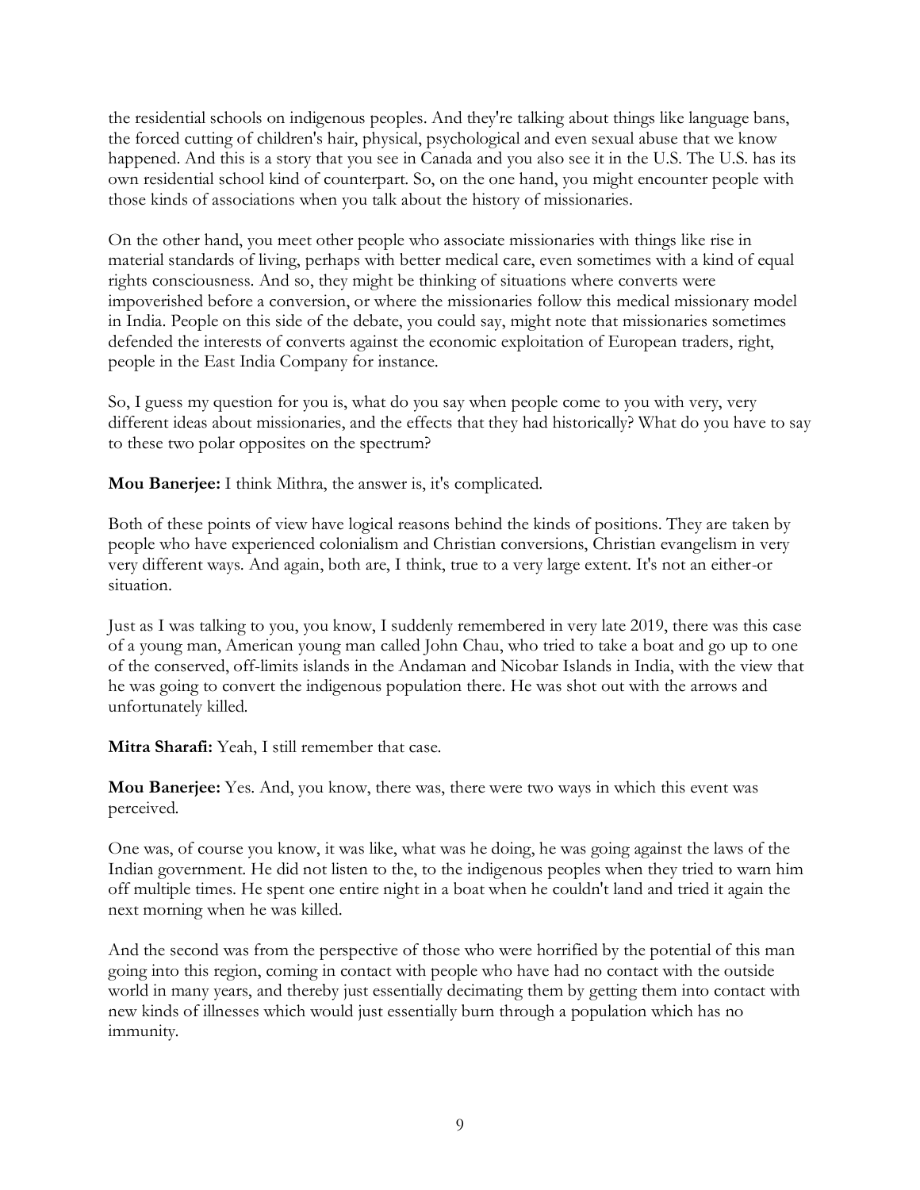the residential schools on indigenous peoples. And they're talking about things like language bans, the forced cutting of children's hair, physical, psychological and even sexual abuse that we know happened. And this is a story that you see in Canada and you also see it in the U.S. The U.S. has its own residential school kind of counterpart. So, on the one hand, you might encounter people with those kinds of associations when you talk about the history of missionaries.

On the other hand, you meet other people who associate missionaries with things like rise in material standards of living, perhaps with better medical care, even sometimes with a kind of equal rights consciousness. And so, they might be thinking of situations where converts were impoverished before a conversion, or where the missionaries follow this medical missionary model in India. People on this side of the debate, you could say, might note that missionaries sometimes defended the interests of converts against the economic exploitation of European traders, right, people in the East India Company for instance.

So, I guess my question for you is, what do you say when people come to you with very, very different ideas about missionaries, and the effects that they had historically? What do you have to say to these two polar opposites on the spectrum?

**Mou Banerjee:** I think Mithra, the answer is, it's complicated.

Both of these points of view have logical reasons behind the kinds of positions. They are taken by people who have experienced colonialism and Christian conversions, Christian evangelism in very very different ways. And again, both are, I think, true to a very large extent. It's not an either-or situation.

Just as I was talking to you, you know, I suddenly remembered in very late 2019, there was this case of a young man, American young man called John Chau, who tried to take a boat and go up to one of the conserved, off-limits islands in the Andaman and Nicobar Islands in India, with the view that he was going to convert the indigenous population there. He was shot out with the arrows and unfortunately killed.

**Mitra Sharafi:** Yeah, I still remember that case.

**Mou Banerjee:** Yes. And, you know, there was, there were two ways in which this event was perceived.

One was, of course you know, it was like, what was he doing, he was going against the laws of the Indian government. He did not listen to the, to the indigenous peoples when they tried to warn him off multiple times. He spent one entire night in a boat when he couldn't land and tried it again the next morning when he was killed.

And the second was from the perspective of those who were horrified by the potential of this man going into this region, coming in contact with people who have had no contact with the outside world in many years, and thereby just essentially decimating them by getting them into contact with new kinds of illnesses which would just essentially burn through a population which has no immunity.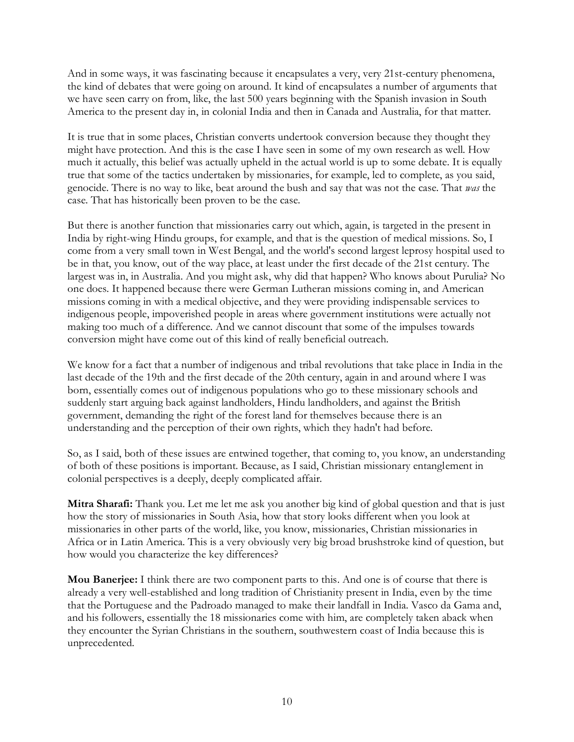And in some ways, it was fascinating because it encapsulates a very, very 21st-century phenomena, the kind of debates that were going on around. It kind of encapsulates a number of arguments that we have seen carry on from, like, the last 500 years beginning with the Spanish invasion in South America to the present day in, in colonial India and then in Canada and Australia, for that matter.

It is true that in some places, Christian converts undertook conversion because they thought they might have protection. And this is the case I have seen in some of my own research as well. How much it actually, this belief was actually upheld in the actual world is up to some debate. It is equally true that some of the tactics undertaken by missionaries, for example, led to complete, as you said, genocide. There is no way to like, beat around the bush and say that was not the case. That *was* the case. That has historically been proven to be the case.

But there is another function that missionaries carry out which, again, is targeted in the present in India by right-wing Hindu groups, for example, and that is the question of medical missions. So, I come from a very small town in West Bengal, and the world's second largest leprosy hospital used to be in that, you know, out of the way place, at least under the first decade of the 21st century. The largest was in, in Australia. And you might ask, why did that happen? Who knows about Purulia? No one does. It happened because there were German Lutheran missions coming in, and American missions coming in with a medical objective, and they were providing indispensable services to indigenous people, impoverished people in areas where government institutions were actually not making too much of a difference. And we cannot discount that some of the impulses towards conversion might have come out of this kind of really beneficial outreach.

We know for a fact that a number of indigenous and tribal revolutions that take place in India in the last decade of the 19th and the first decade of the 20th century, again in and around where I was born, essentially comes out of indigenous populations who go to these missionary schools and suddenly start arguing back against landholders, Hindu landholders, and against the British government, demanding the right of the forest land for themselves because there is an understanding and the perception of their own rights, which they hadn't had before.

So, as I said, both of these issues are entwined together, that coming to, you know, an understanding of both of these positions is important. Because, as I said, Christian missionary entanglement in colonial perspectives is a deeply, deeply complicated affair.

**Mitra Sharafi:** Thank you. Let me let me ask you another big kind of global question and that is just how the story of missionaries in South Asia, how that story looks different when you look at missionaries in other parts of the world, like, you know, missionaries, Christian missionaries in Africa or in Latin America. This is a very obviously very big broad brushstroke kind of question, but how would you characterize the key differences?

**Mou Banerjee:** I think there are two component parts to this. And one is of course that there is already a very well-established and long tradition of Christianity present in India, even by the time that the Portuguese and the Padroado managed to make their landfall in India. Vasco da Gama and, and his followers, essentially the 18 missionaries come with him, are completely taken aback when they encounter the Syrian Christians in the southern, southwestern coast of India because this is unprecedented.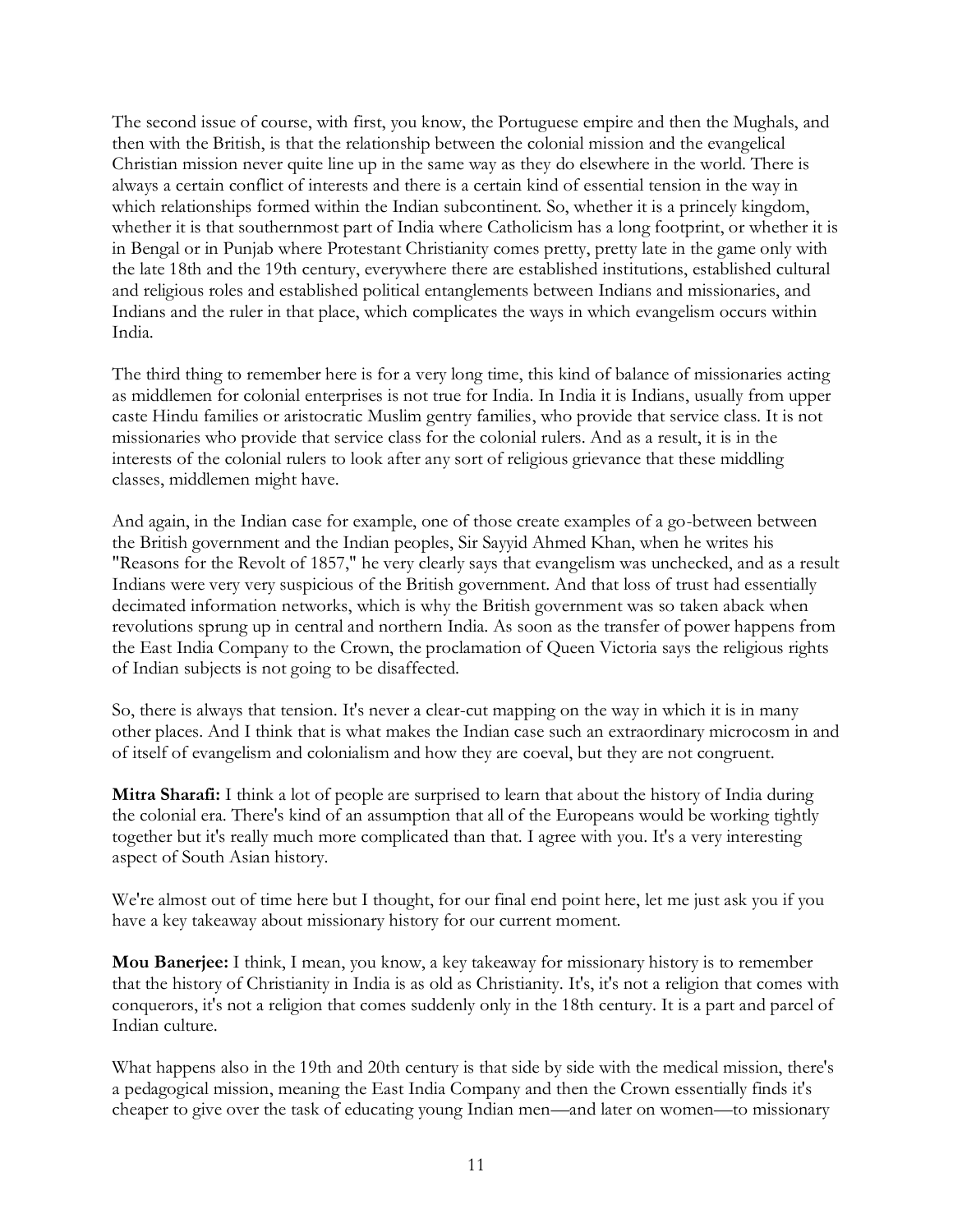The second issue of course, with first, you know, the Portuguese empire and then the Mughals, and then with the British, is that the relationship between the colonial mission and the evangelical Christian mission never quite line up in the same way as they do elsewhere in the world. There is always a certain conflict of interests and there is a certain kind of essential tension in the way in which relationships formed within the Indian subcontinent. So, whether it is a princely kingdom, whether it is that southernmost part of India where Catholicism has a long footprint, or whether it is in Bengal or in Punjab where Protestant Christianity comes pretty, pretty late in the game only with the late 18th and the 19th century, everywhere there are established institutions, established cultural and religious roles and established political entanglements between Indians and missionaries, and Indians and the ruler in that place, which complicates the ways in which evangelism occurs within India.

The third thing to remember here is for a very long time, this kind of balance of missionaries acting as middlemen for colonial enterprises is not true for India. In India it is Indians, usually from upper caste Hindu families or aristocratic Muslim gentry families, who provide that service class. It is not missionaries who provide that service class for the colonial rulers. And as a result, it is in the interests of the colonial rulers to look after any sort of religious grievance that these middling classes, middlemen might have.

And again, in the Indian case for example, one of those create examples of a go-between between the British government and the Indian peoples, Sir Sayyid Ahmed Khan, when he writes his "Reasons for the Revolt of 1857," he very clearly says that evangelism was unchecked, and as a result Indians were very very suspicious of the British government. And that loss of trust had essentially decimated information networks, which is why the British government was so taken aback when revolutions sprung up in central and northern India. As soon as the transfer of power happens from the East India Company to the Crown, the proclamation of Queen Victoria says the religious rights of Indian subjects is not going to be disaffected.

So, there is always that tension. It's never a clear-cut mapping on the way in which it is in many other places. And I think that is what makes the Indian case such an extraordinary microcosm in and of itself of evangelism and colonialism and how they are coeval, but they are not congruent.

**Mitra Sharafi:** I think a lot of people are surprised to learn that about the history of India during the colonial era. There's kind of an assumption that all of the Europeans would be working tightly together but it's really much more complicated than that. I agree with you. It's a very interesting aspect of South Asian history.

We're almost out of time here but I thought, for our final end point here, let me just ask you if you have a key takeaway about missionary history for our current moment.

**Mou Banerjee:** I think, I mean, you know, a key takeaway for missionary history is to remember that the history of Christianity in India is as old as Christianity. It's, it's not a religion that comes with conquerors, it's not a religion that comes suddenly only in the 18th century. It is a part and parcel of Indian culture.

What happens also in the 19th and 20th century is that side by side with the medical mission, there's a pedagogical mission, meaning the East India Company and then the Crown essentially finds it's cheaper to give over the task of educating young Indian men—and later on women—to missionary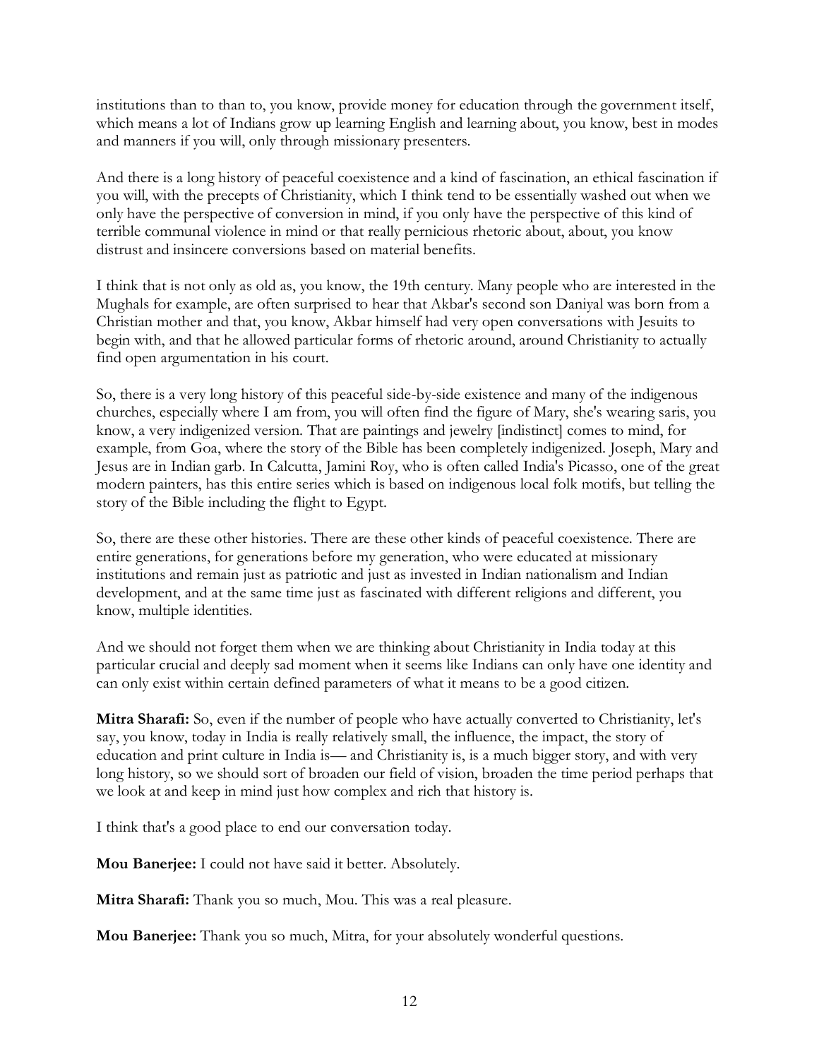institutions than to than to, you know, provide money for education through the government itself, which means a lot of Indians grow up learning English and learning about, you know, best in modes and manners if you will, only through missionary presenters.

And there is a long history of peaceful coexistence and a kind of fascination, an ethical fascination if you will, with the precepts of Christianity, which I think tend to be essentially washed out when we only have the perspective of conversion in mind, if you only have the perspective of this kind of terrible communal violence in mind or that really pernicious rhetoric about, about, you know distrust and insincere conversions based on material benefits.

I think that is not only as old as, you know, the 19th century. Many people who are interested in the Mughals for example, are often surprised to hear that Akbar's second son Daniyal was born from a Christian mother and that, you know, Akbar himself had very open conversations with Jesuits to begin with, and that he allowed particular forms of rhetoric around, around Christianity to actually find open argumentation in his court.

So, there is a very long history of this peaceful side-by-side existence and many of the indigenous churches, especially where I am from, you will often find the figure of Mary, she's wearing saris, you know, a very indigenized version. That are paintings and jewelry [indistinct] comes to mind, for example, from Goa, where the story of the Bible has been completely indigenized. Joseph, Mary and Jesus are in Indian garb. In Calcutta, Jamini Roy, who is often called India's Picasso, one of the great modern painters, has this entire series which is based on indigenous local folk motifs, but telling the story of the Bible including the flight to Egypt.

So, there are these other histories. There are these other kinds of peaceful coexistence. There are entire generations, for generations before my generation, who were educated at missionary institutions and remain just as patriotic and just as invested in Indian nationalism and Indian development, and at the same time just as fascinated with different religions and different, you know, multiple identities.

And we should not forget them when we are thinking about Christianity in India today at this particular crucial and deeply sad moment when it seems like Indians can only have one identity and can only exist within certain defined parameters of what it means to be a good citizen.

**Mitra Sharafi:** So, even if the number of people who have actually converted to Christianity, let's say, you know, today in India is really relatively small, the influence, the impact, the story of education and print culture in India is— and Christianity is, is a much bigger story, and with very long history, so we should sort of broaden our field of vision, broaden the time period perhaps that we look at and keep in mind just how complex and rich that history is.

I think that's a good place to end our conversation today.

**Mou Banerjee:** I could not have said it better. Absolutely.

**Mitra Sharafi:** Thank you so much, Mou. This was a real pleasure.

**Mou Banerjee:** Thank you so much, Mitra, for your absolutely wonderful questions.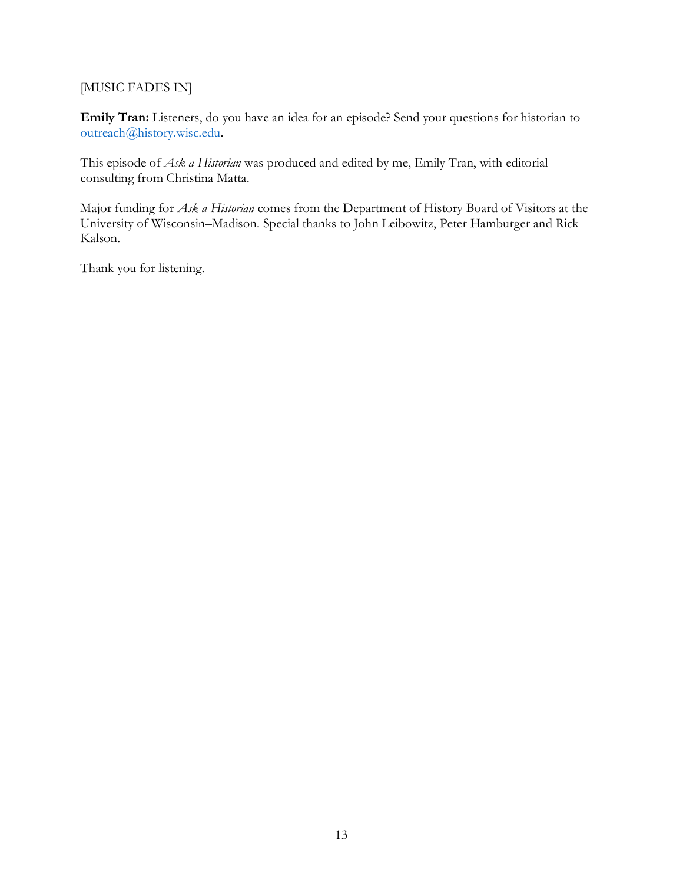[MUSIC FADES IN]

**Emily Tran:** Listeners, do you have an idea for an episode? Send your questions for historian to [outreach@history.wisc.edu](mailto:outreach@history.wisc.edu).

This episode of *Ask a Historian* was produced and edited by me, Emily Tran, with editorial consulting from Christina Matta.

Major funding for *Ask a Historian* comes from the Department of History Board of Visitors at the University of Wisconsin–Madison. Special thanks to John Leibowitz, Peter Hamburger and Rick Kalson.

Thank you for listening.